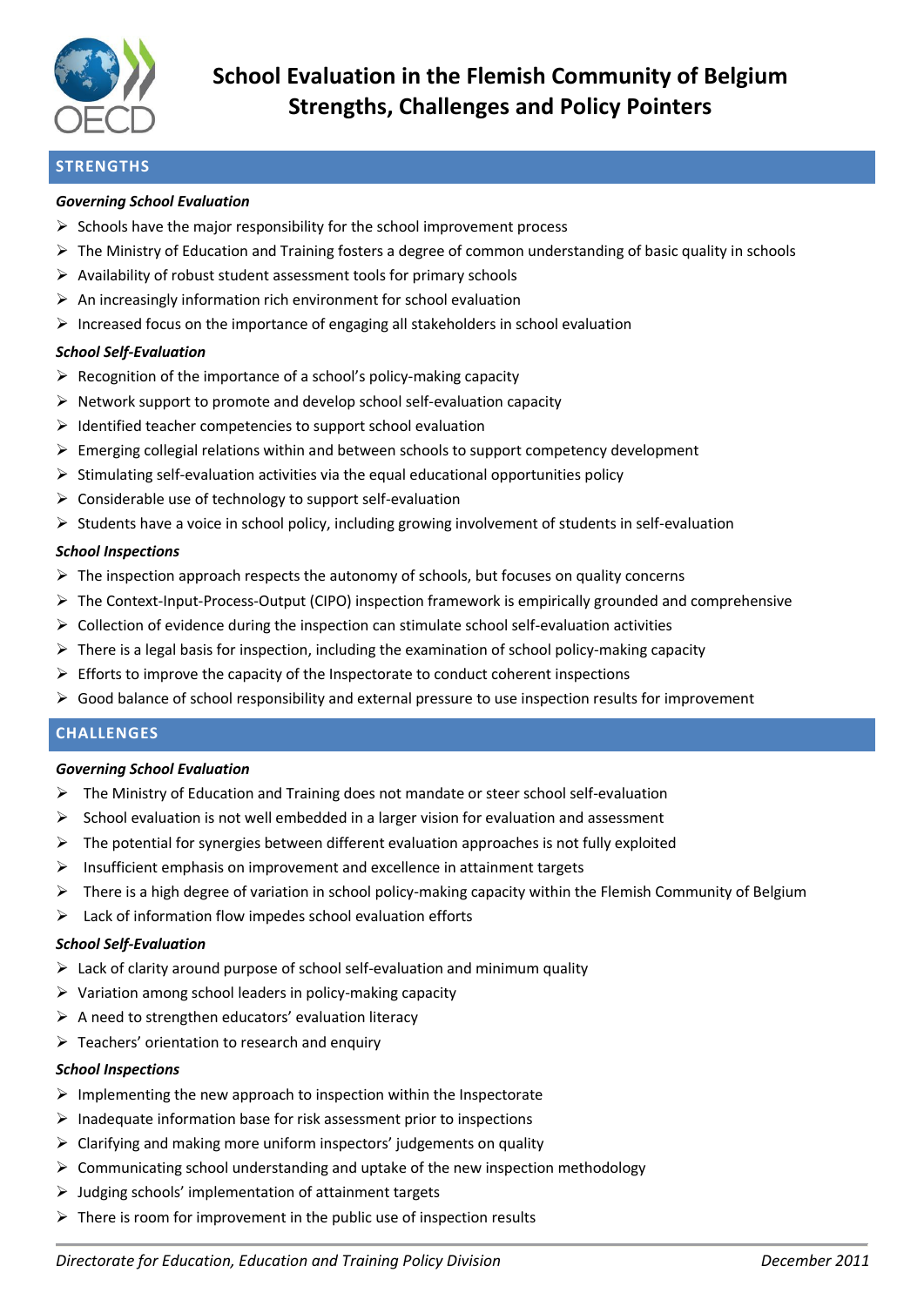# School Evaluation in the Flemish Community of Belgium Strengths, Challenges and Policy Pointers

## STRENGTHS

***Governing School Evaluation***

- Schools have the major responsibility for the school improvement process
- The Ministry of Education and Training fosters a degree of common understanding of basic quality in schools
- Availability of robust student assessment tools for primary schools
- An increasingly information rich environment for school evaluation
- Increased focus on the importance of engaging all stakeholders in school evaluation

***School Self-Evaluation***

- Recognition of the importance of a school's policy-making capacity
- Network support to promote and develop school self-evaluation capacity
- Identified teacher competencies to support school evaluation
- Emerging collegial relations within and between schools to support competency development
- Stimulating self-evaluation activities via the equal educational opportunities policy
- Considerable use of technology to support self-evaluation
- Students have a voice in school policy, including growing involvement of students in self-evaluation

***School Inspections***

- The inspection approach respects the autonomy of schools, but focuses on quality concerns
- The Context-Input-Process-Output (CIPO) inspection framework is empirically grounded and comprehensive
- Collection of evidence during the inspection can stimulate school self-evaluation activities
- There is a legal basis for inspection, including the examination of school policy-making capacity
- Efforts to improve the capacity of the Inspectorate to conduct coherent inspections
- Good balance of school responsibility and external pressure to use inspection results for improvement

## CHALLENGES

***Governing School Evaluation***

- The Ministry of Education and Training does not mandate or steer school self-evaluation
- School evaluation is not well embedded in a larger vision for evaluation and assessment
- The potential for synergies between different evaluation approaches is not fully exploited
- Insufficient emphasis on improvement and excellence in attainment targets
- There is a high degree of variation in school policy-making capacity within the Flemish Community of Belgium
- Lack of information flow impedes school evaluation efforts

***School Self-Evaluation***

- Lack of clarity around purpose of school self-evaluation and minimum quality
- Variation among school leaders in policy-making capacity
- A need to strengthen educators' evaluation literacy
- Teachers' orientation to research and enquiry

***School Inspections***

- Implementing the new approach to inspection within the Inspectorate
- Inadequate information base for risk assessment prior to inspections
- Clarifying and making more uniform inspectors' judgements on quality
- Communicating school understanding and uptake of the new inspection methodology
- Judging schools' implementation of attainment targets
- There is room for improvement in the public use of inspection results

*Directorate for Education, Education and Training Policy Division* *December 2011*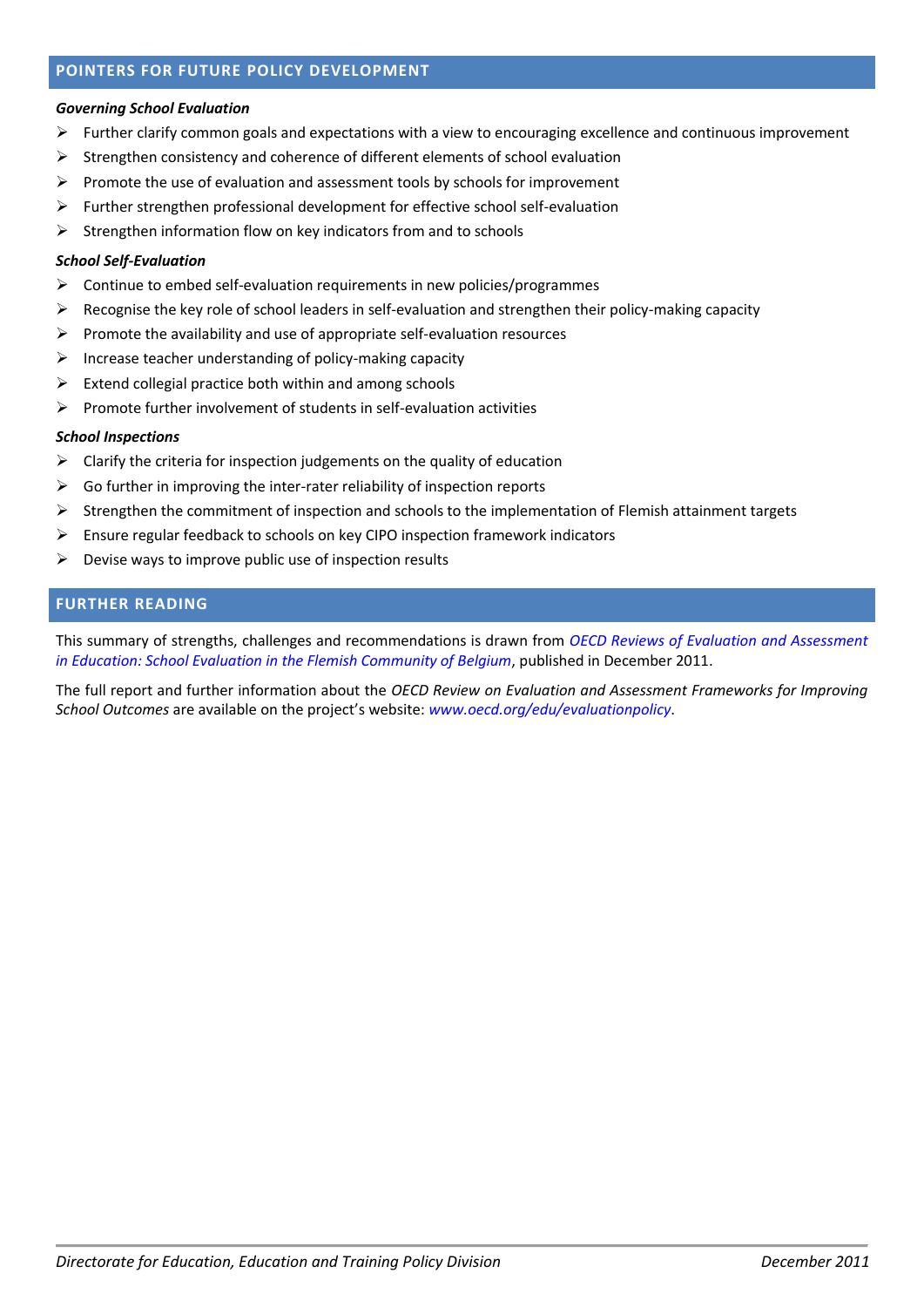## POINTERS FOR FUTURE POLICY DEVELOPMENT

***Governing School Evaluation***

- Further clarify common goals and expectations with a view to encouraging excellence and continuous improvement
- Strengthen consistency and coherence of different elements of school evaluation
- Promote the use of evaluation and assessment tools by schools for improvement
- Further strengthen professional development for effective school self-evaluation
- Strengthen information flow on key indicators from and to schools

***School Self-Evaluation***

- Continue to embed self-evaluation requirements in new policies/programmes
- Recognise the key role of school leaders in self-evaluation and strengthen their policy-making capacity
- Promote the availability and use of appropriate self-evaluation resources
- Increase teacher understanding of policy-making capacity
- Extend collegial practice both within and among schools
- Promote further involvement of students in self-evaluation activities

***School Inspections***

- Clarify the criteria for inspection judgements on the quality of education
- Go further in improving the inter-rater reliability of inspection reports
- Strengthen the commitment of inspection and schools to the implementation of Flemish attainment targets
- Ensure regular feedback to schools on key CIPO inspection framework indicators
- Devise ways to improve public use of inspection results

## FURTHER READING

This summary of strengths, challenges and recommendations is drawn from *OECD Reviews of Evaluation and Assessment in Education: School Evaluation in the Flemish Community of Belgium*, published in December 2011.

The full report and further information about the *OECD Review on Evaluation and Assessment Frameworks for Improving School Outcomes* are available on the project's website: *www.oecd.org/edu/evaluationpolicy*.

*Directorate for Education, Education and Training Policy Division* — *December 2011*